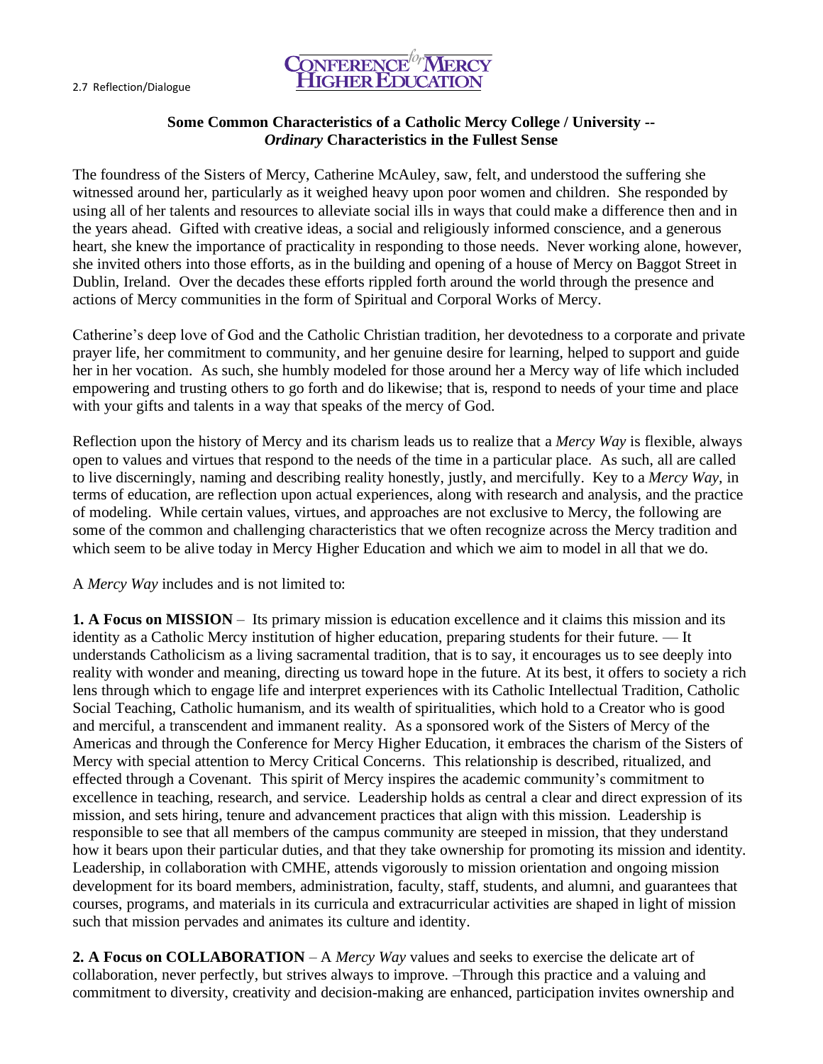2.7 Reflection/Dialogue

CONFERENCE for MERCY HIGHER EDUCATION

**Some Common Characteristics of a Catholic Mercy College / University -- *Ordinary* Characteristics in the Fullest Sense**

The foundress of the Sisters of Mercy, Catherine McAuley, saw, felt, and understood the suffering she witnessed around her, particularly as it weighed heavy upon poor women and children. She responded by using all of her talents and resources to alleviate social ills in ways that could make a difference then and in the years ahead. Gifted with creative ideas, a social and religiously informed conscience, and a generous heart, she knew the importance of practicality in responding to those needs. Never working alone, however, she invited others into those efforts, as in the building and opening of a house of Mercy on Baggot Street in Dublin, Ireland. Over the decades these efforts rippled forth around the world through the presence and actions of Mercy communities in the form of Spiritual and Corporal Works of Mercy.

Catherine's deep love of God and the Catholic Christian tradition, her devotedness to a corporate and private prayer life, her commitment to community, and her genuine desire for learning, helped to support and guide her in her vocation. As such, she humbly modeled for those around her a Mercy way of life which included empowering and trusting others to go forth and do likewise; that is, respond to needs of your time and place with your gifts and talents in a way that speaks of the mercy of God.

Reflection upon the history of Mercy and its charism leads us to realize that a *Mercy Way* is flexible, always open to values and virtues that respond to the needs of the time in a particular place. As such, all are called to live discerningly, naming and describing reality honestly, justly, and mercifully. Key to a *Mercy Way*, in terms of education, are reflection upon actual experiences, along with research and analysis, and the practice of modeling. While certain values, virtues, and approaches are not exclusive to Mercy, the following are some of the common and challenging characteristics that we often recognize across the Mercy tradition and which seem to be alive today in Mercy Higher Education and which we aim to model in all that we do.

A *Mercy Way* includes and is not limited to:

**1. A Focus on MISSION** – Its primary mission is education excellence and it claims this mission and its identity as a Catholic Mercy institution of higher education, preparing students for their future. — It understands Catholicism as a living sacramental tradition, that is to say, it encourages us to see deeply into reality with wonder and meaning, directing us toward hope in the future. At its best, it offers to society a rich lens through which to engage life and interpret experiences with its Catholic Intellectual Tradition, Catholic Social Teaching, Catholic humanism, and its wealth of spiritualities, which hold to a Creator who is good and merciful, a transcendent and immanent reality. As a sponsored work of the Sisters of Mercy of the Americas and through the Conference for Mercy Higher Education, it embraces the charism of the Sisters of Mercy with special attention to Mercy Critical Concerns. This relationship is described, ritualized, and effected through a Covenant. This spirit of Mercy inspires the academic community's commitment to excellence in teaching, research, and service. Leadership holds as central a clear and direct expression of its mission, and sets hiring, tenure and advancement practices that align with this mission. Leadership is responsible to see that all members of the campus community are steeped in mission, that they understand how it bears upon their particular duties, and that they take ownership for promoting its mission and identity. Leadership, in collaboration with CMHE, attends vigorously to mission orientation and ongoing mission development for its board members, administration, faculty, staff, students, and alumni, and guarantees that courses, programs, and materials in its curricula and extracurricular activities are shaped in light of mission such that mission pervades and animates its culture and identity.

**2. A Focus on COLLABORATION** – A *Mercy Way* values and seeks to exercise the delicate art of collaboration, never perfectly, but strives always to improve. –Through this practice and a valuing and commitment to diversity, creativity and decision-making are enhanced, participation invites ownership and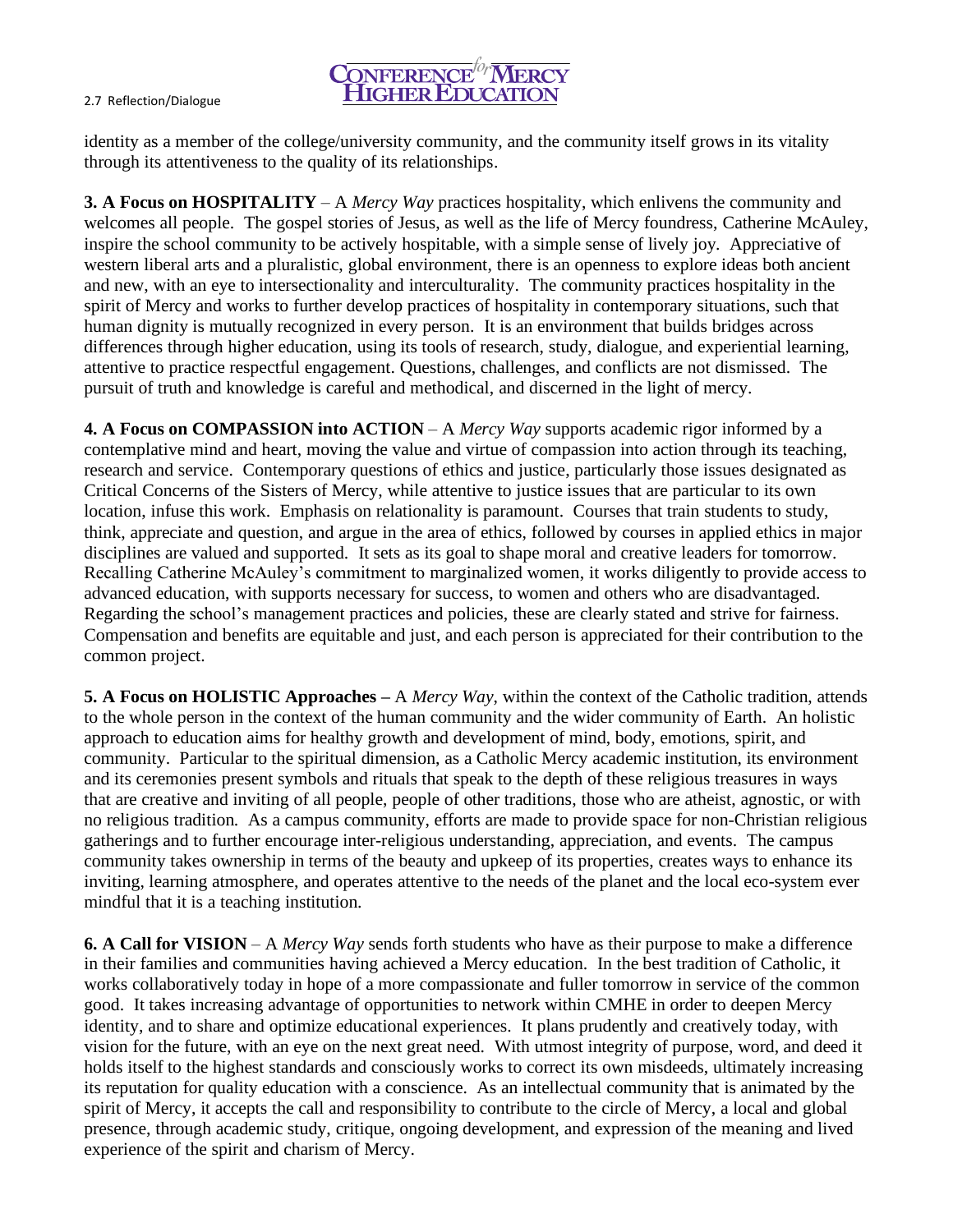identity as a member of the college/university community, and the community itself grows in its vitality through its attentiveness to the quality of its relationships.

**3. A Focus on HOSPITALITY** – A *Mercy Way* practices hospitality, which enlivens the community and welcomes all people. The gospel stories of Jesus, as well as the life of Mercy foundress, Catherine McAuley, inspire the school community to be actively hospitable, with a simple sense of lively joy. Appreciative of western liberal arts and a pluralistic, global environment, there is an openness to explore ideas both ancient and new, with an eye to intersectionality and interculturality. The community practices hospitality in the spirit of Mercy and works to further develop practices of hospitality in contemporary situations, such that human dignity is mutually recognized in every person. It is an environment that builds bridges across differences through higher education, using its tools of research, study, dialogue, and experiential learning, attentive to practice respectful engagement. Questions, challenges, and conflicts are not dismissed. The pursuit of truth and knowledge is careful and methodical, and discerned in the light of mercy.

**4. A Focus on COMPASSION into ACTION** – A *Mercy Way* supports academic rigor informed by a contemplative mind and heart, moving the value and virtue of compassion into action through its teaching, research and service. Contemporary questions of ethics and justice, particularly those issues designated as Critical Concerns of the Sisters of Mercy, while attentive to justice issues that are particular to its own location, infuse this work. Emphasis on relationality is paramount. Courses that train students to study, think, appreciate and question, and argue in the area of ethics, followed by courses in applied ethics in major disciplines are valued and supported. It sets as its goal to shape moral and creative leaders for tomorrow. Recalling Catherine McAuley's commitment to marginalized women, it works diligently to provide access to advanced education, with supports necessary for success, to women and others who are disadvantaged. Regarding the school's management practices and policies, these are clearly stated and strive for fairness. Compensation and benefits are equitable and just, and each person is appreciated for their contribution to the common project.

**5. A Focus on HOLISTIC Approaches –** A *Mercy Way*, within the context of the Catholic tradition, attends to the whole person in the context of the human community and the wider community of Earth. An holistic approach to education aims for healthy growth and development of mind, body, emotions, spirit, and community. Particular to the spiritual dimension, as a Catholic Mercy academic institution, its environment and its ceremonies present symbols and rituals that speak to the depth of these religious treasures in ways that are creative and inviting of all people, people of other traditions, those who are atheist, agnostic, or with no religious tradition. As a campus community, efforts are made to provide space for non-Christian religious gatherings and to further encourage inter-religious understanding, appreciation, and events. The campus community takes ownership in terms of the beauty and upkeep of its properties, creates ways to enhance its inviting, learning atmosphere, and operates attentive to the needs of the planet and the local eco-system ever mindful that it is a teaching institution.

**6. A Call for VISION** – A *Mercy Way* sends forth students who have as their purpose to make a difference in their families and communities having achieved a Mercy education. In the best tradition of Catholic, it works collaboratively today in hope of a more compassionate and fuller tomorrow in service of the common good. It takes increasing advantage of opportunities to network within CMHE in order to deepen Mercy identity, and to share and optimize educational experiences. It plans prudently and creatively today, with vision for the future, with an eye on the next great need. With utmost integrity of purpose, word, and deed it holds itself to the highest standards and consciously works to correct its own misdeeds, ultimately increasing its reputation for quality education with a conscience. As an intellectual community that is animated by the spirit of Mercy, it accepts the call and responsibility to contribute to the circle of Mercy, a local and global presence, through academic study, critique, ongoing development, and expression of the meaning and lived experience of the spirit and charism of Mercy.